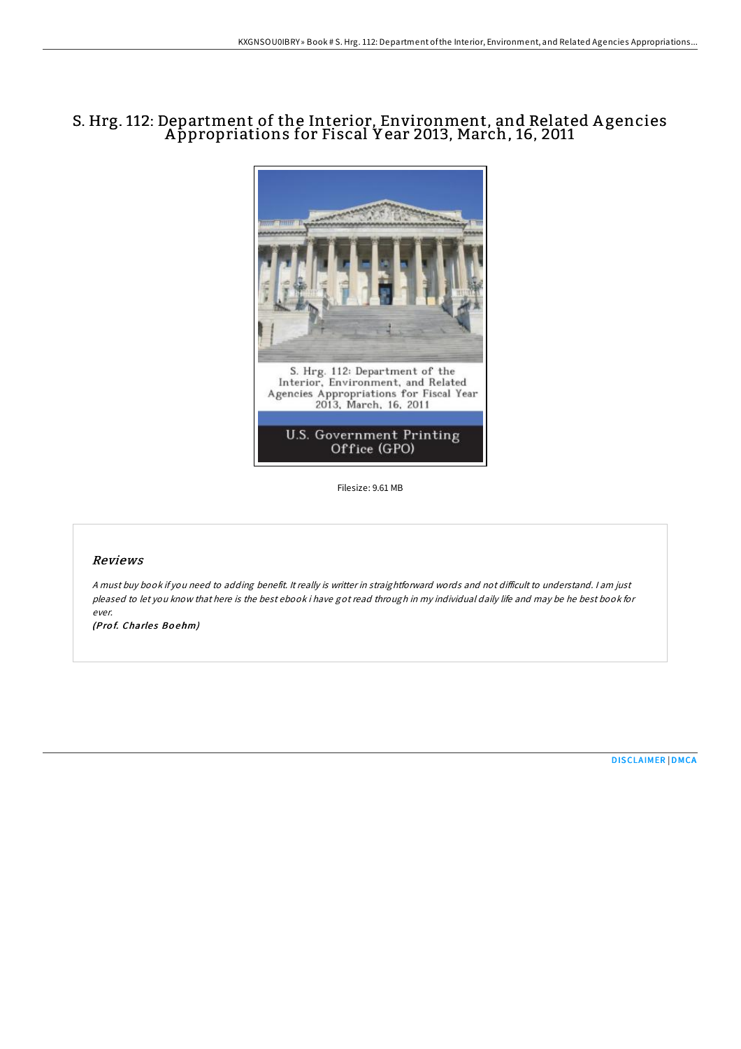# S. Hrg. 112: Department of the Interior, Environment, and Related Agencies Appropriations for Fiscal Year 2013, March, 16, 2011

Filesize: 9.61 MB

## *Reviews*

*A must buy book if you need to adding benefit. It really is writter in straightforward words and not difficult to understand. I am just pleased to let you know that here is the best ebook i have got read through in my individual daily life and may be he best book for ever.*

***(Prof. Charles Boehm)***

DISCLAIMER | DMCA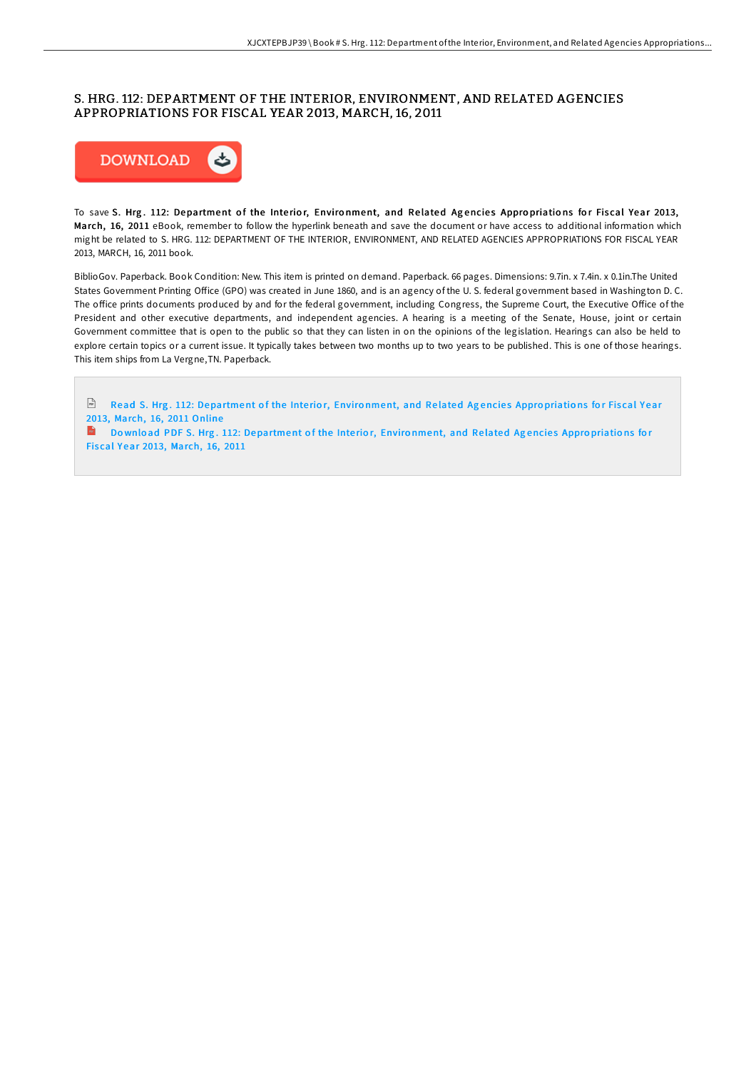# S. HRG. 112: DEPARTMENT OF THE INTERIOR, ENVIRONMENT, AND RELATED AGENCIES APPROPRIATIONS FOR FISCAL YEAR 2013, MARCH, 16, 2011

DOWNLOAD

To save **S. Hrg. 112: Department of the Interior, Environment, and Related Agencies Appropriations for Fiscal Year 2013, March, 16, 2011** eBook, remember to follow the hyperlink beneath and save the document or have access to additional information which might be related to S. HRG. 112: DEPARTMENT OF THE INTERIOR, ENVIRONMENT, AND RELATED AGENCIES APPROPRIATIONS FOR FISCAL YEAR 2013, MARCH, 16, 2011 book.

BiblioGov. Paperback. Book Condition: New. This item is printed on demand. Paperback. 66 pages. Dimensions: 9.7in. x 7.4in. x 0.1in.The United States Government Printing Office (GPO) was created in June 1860, and is an agency of the U. S. federal government based in Washington D. C. The office prints documents produced by and for the federal government, including Congress, the Supreme Court, the Executive Office of the President and other executive departments, and independent agencies. A hearing is a meeting of the Senate, House, joint or certain Government committee that is open to the public so that they can listen in on the opinions of the legislation. Hearings can also be held to explore certain topics or a current issue. It typically takes between two months up to two years to be published. This is one of those hearings. This item ships from La Vergne,TN. Paperback.

Read S. Hrg. 112: Department of the Interior, Environment, and Related Agencies Appropriations for Fiscal Year 2013, March, 16, 2011 Online

Download PDF S. Hrg. 112: Department of the Interior, Environment, and Related Agencies Appropriations for Fiscal Year 2013, March, 16, 2011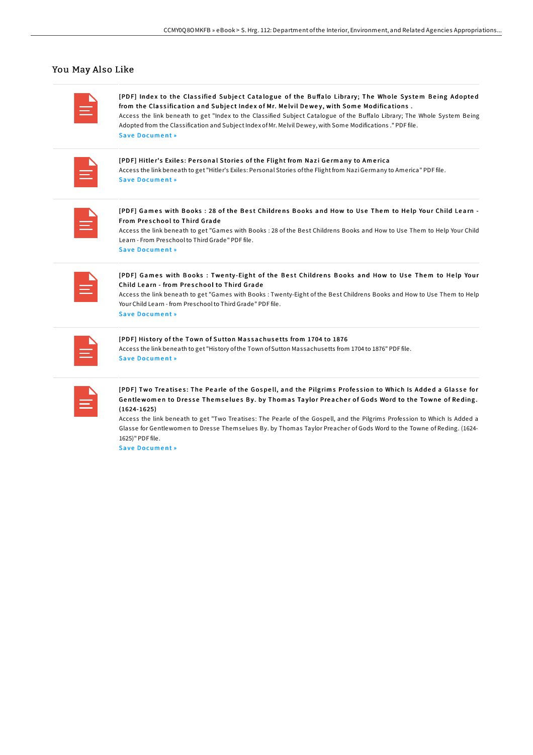## You May Also Like

**[PDF] Index to the Classified Subject Catalogue of the Buffalo Library; The Whole System Being Adopted from the Classification and Subject Index of Mr. Melvil Dewey, with Some Modifications .**

Access the link beneath to get "Index to the Classified Subject Catalogue of the Buffalo Library; The Whole System Being Adopted from the Classification and Subject Index of Mr. Melvil Dewey, with Some Modifications ." PDF file.

Save Document »

**[PDF] Hitler's Exiles: Personal Stories of the Flight from Nazi Germany to America**

Access the link beneath to get "Hitler's Exiles: Personal Stories of the Flight from Nazi Germany to America" PDF file.

Save Document »

**[PDF] Games with Books : 28 of the Best Childrens Books and How to Use Them to Help Your Child Learn - From Preschool to Third Grade**

Access the link beneath to get "Games with Books : 28 of the Best Childrens Books and How to Use Them to Help Your Child Learn - From Preschool to Third Grade" PDF file.

Save Document »

**[PDF] Games with Books : Twenty-Eight of the Best Childrens Books and How to Use Them to Help Your Child Learn - from Preschool to Third Grade**

Access the link beneath to get "Games with Books : Twenty-Eight of the Best Childrens Books and How to Use Them to Help Your Child Learn - from Preschool to Third Grade" PDF file.

Save Document »

**[PDF] History of the Town of Sutton Massachusetts from 1704 to 1876**

Access the link beneath to get "History of the Town of Sutton Massachusetts from 1704 to 1876" PDF file.

Save Document »

**[PDF] Two Treatises: The Pearle of the Gospell, and the Pilgrims Profession to Which Is Added a Glasse for Gentlewomen to Dresse Themselues By. by Thomas Taylor Preacher of Gods Word to the Towne of Reding. (1624-1625)**

Access the link beneath to get "Two Treatises: The Pearle of the Gospell, and the Pilgrims Profession to Which Is Added a Glasse for Gentlewomen to Dresse Themselues By. by Thomas Taylor Preacher of Gods Word to the Towne of Reding. (1624-1625)" PDF file.

Save Document »